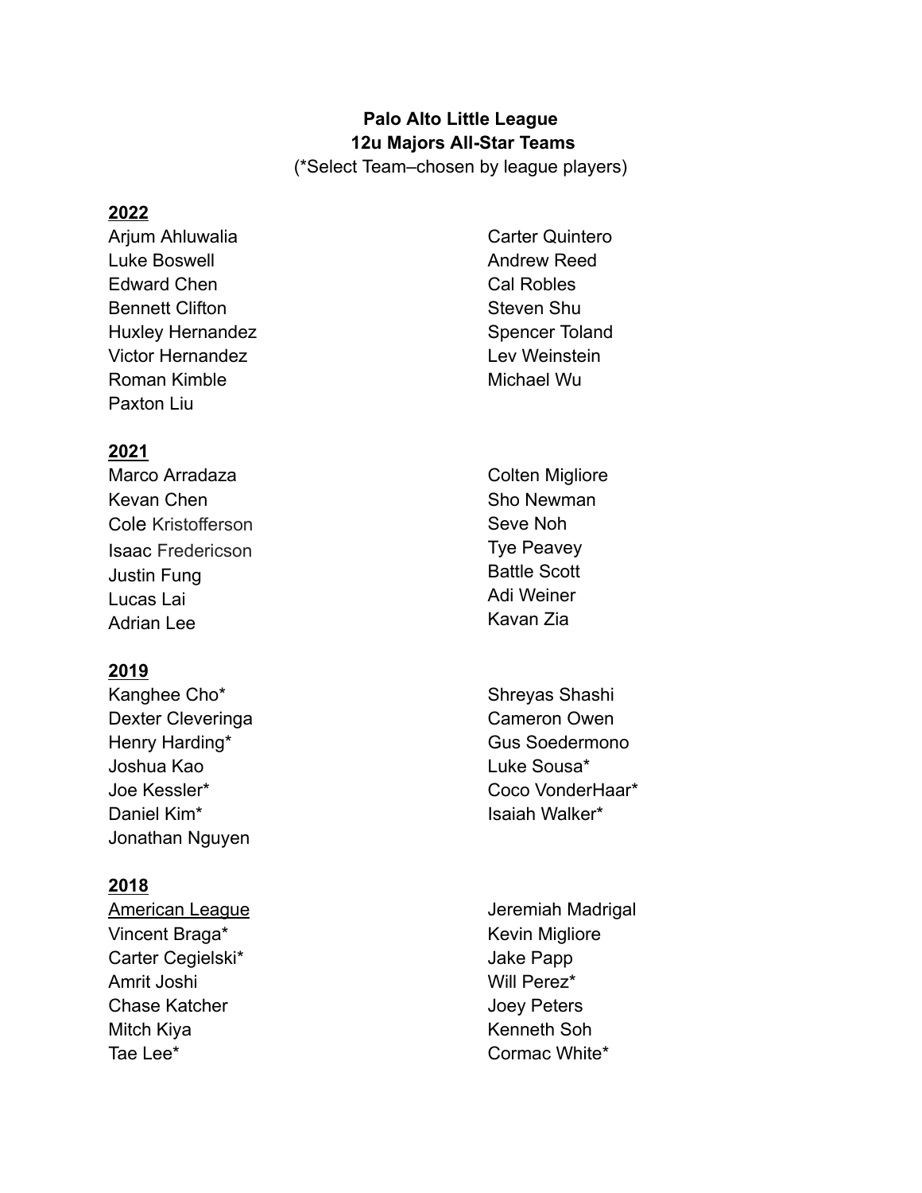**Palo Alto Little League**
**12u Majors All-Star Teams**
(*Select Team–chosen by league players)

**2022**

Arjum Ahluwalia
Luke Boswell
Edward Chen
Bennett Clifton
Huxley Hernandez
Victor Hernandez
Roman Kimble
Paxton Liu
Carter Quintero
Andrew Reed
Cal Robles
Steven Shu
Spencer Toland
Lev Weinstein
Michael Wu

**2021**

Marco Arradaza
Kevan Chen
Cole Kristofferson
Isaac Fredericson
Justin Fung
Lucas Lai
Adrian Lee
Colten Migliore
Sho Newman
Seve Noh
Tye Peavey
Battle Scott
Adi Weiner
Kavan Zia

**2019**

Kanghee Cho*
Dexter Cleveringa
Henry Harding*
Joshua Kao
Joe Kessler*
Daniel Kim*
Jonathan Nguyen
Shreyas Shashi
Cameron Owen
Gus Soedermono
Luke Sousa*
Coco VonderHaar*
Isaiah Walker*

**2018**

American League
Vincent Braga*
Carter Cegielski*
Amrit Joshi
Chase Katcher
Mitch Kiya
Tae Lee*
Jeremiah Madrigal
Kevin Migliore
Jake Papp
Will Perez*
Joey Peters
Kenneth Soh
Cormac White*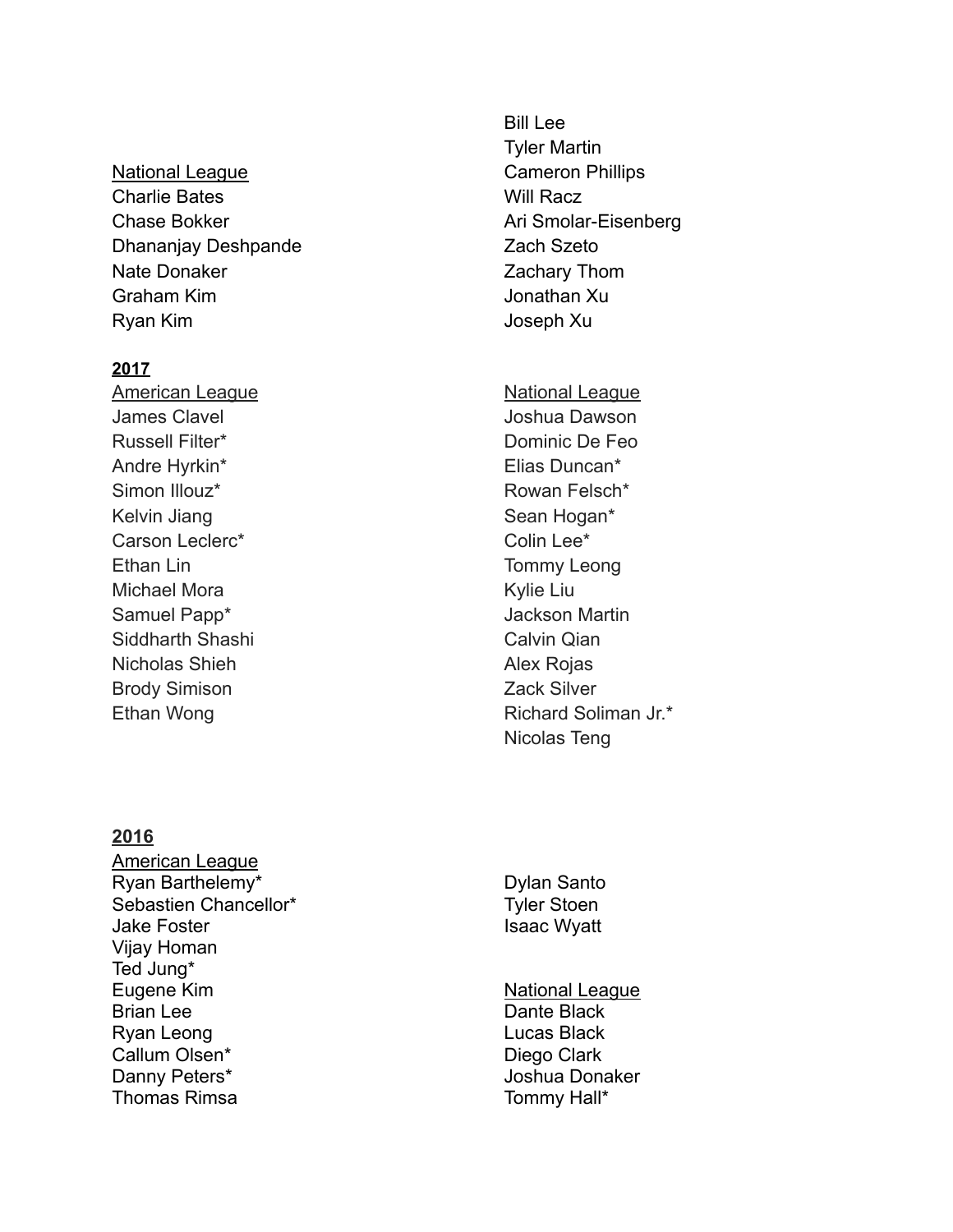National League

Charlie Bates
Chase Bokker
Dhananjay Deshpande
Nate Donaker
Graham Kim
Ryan Kim
Bill Lee
Tyler Martin
Cameron Phillips
Will Racz
Ari Smolar-Eisenberg
Zach Szeto
Zachary Thom
Jonathan Xu
Joseph Xu

**2017**

American League

James Clavel
Russell Filter*
Andre Hyrkin*
Simon Illouz*
Kelvin Jiang
Carson Leclerc*
Ethan Lin
Michael Mora
Samuel Papp*
Siddharth Shashi
Nicholas Shieh
Brody Simison
Ethan Wong

National League

Joshua Dawson
Dominic De Feo
Elias Duncan*
Rowan Felsch*
Sean Hogan*
Colin Lee*
Tommy Leong
Kylie Liu
Jackson Martin
Calvin Qian
Alex Rojas
Zack Silver
Richard Soliman Jr.*
Nicolas Teng

**2016**

American League

Ryan Barthelemy*
Sebastien Chancellor*
Jake Foster
Vijay Homan
Ted Jung*
Eugene Kim
Brian Lee
Ryan Leong
Callum Olsen*
Danny Peters*
Thomas Rimsa
Dylan Santo
Tyler Stoen
Isaac Wyatt

National League

Dante Black
Lucas Black
Diego Clark
Joshua Donaker
Tommy Hall*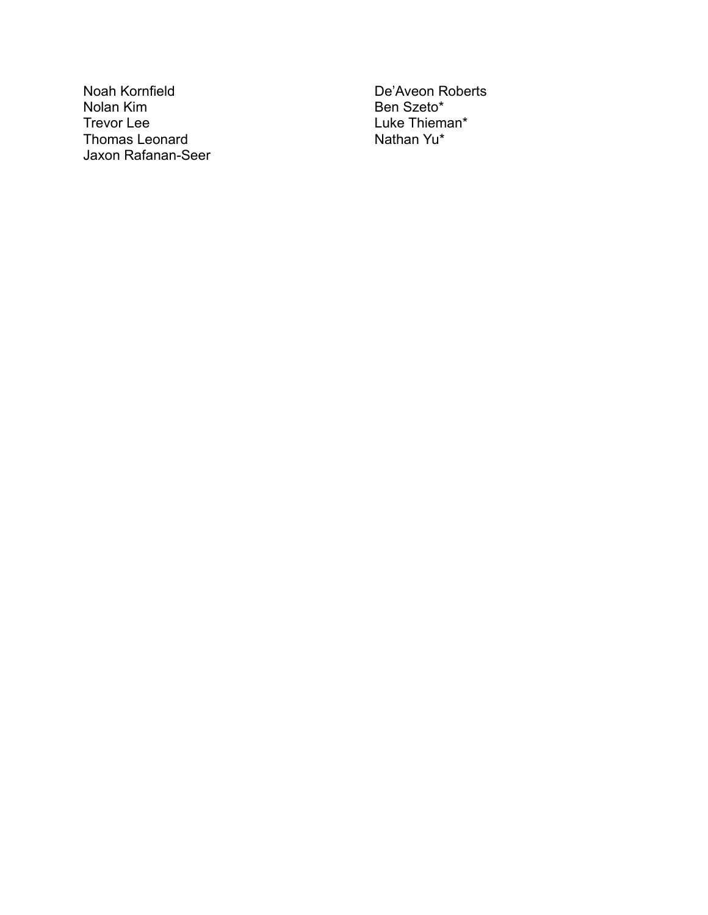Noah Kornfield
Nolan Kim
Trevor Lee
Thomas Leonard
Jaxon Rafanan-Seer
De’Aveon Roberts
Ben Szeto*
Luke Thieman*
Nathan Yu*